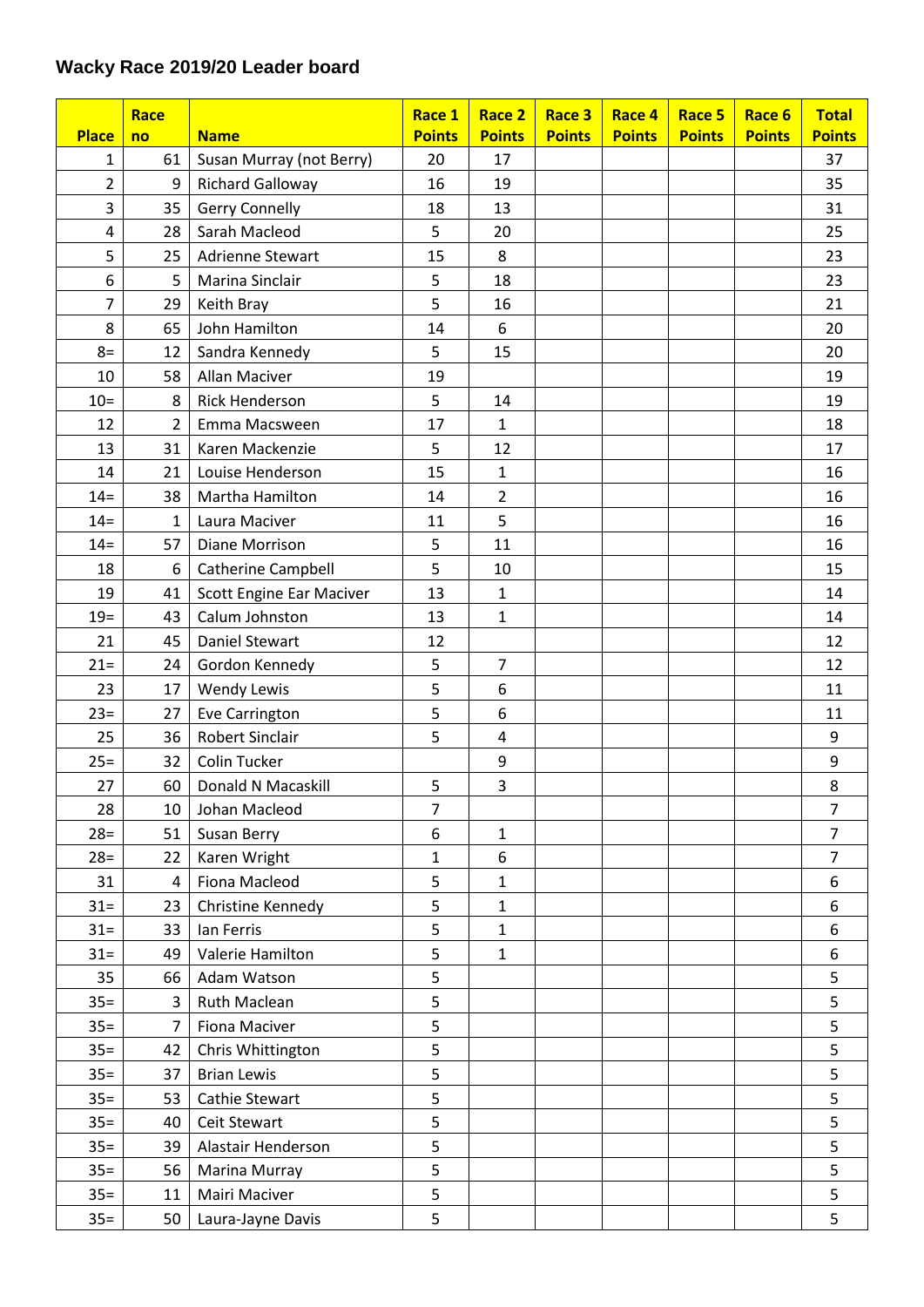## Wacky Race 2019/20 Leader board

| Place | Race no | Name | Race 1 Points | Race 2 Points | Race 3 Points | Race 4 Points | Race 5 Points | Race 6 Points | Total Points |
|---|---|---|---|---|---|---|---|---|---|
| 1 | 61 | Susan Murray (not Berry) | 20 | 17 | | | | | 37 |
| 2 | 9 | Richard Galloway | 16 | 19 | | | | | 35 |
| 3 | 35 | Gerry Connelly | 18 | 13 | | | | | 31 |
| 4 | 28 | Sarah Macleod | 5 | 20 | | | | | 25 |
| 5 | 25 | Adrienne Stewart | 15 | 8 | | | | | 23 |
| 6 | 5 | Marina Sinclair | 5 | 18 | | | | | 23 |
| 7 | 29 | Keith Bray | 5 | 16 | | | | | 21 |
| 8 | 65 | John Hamilton | 14 | 6 | | | | | 20 |
| 8= | 12 | Sandra Kennedy | 5 | 15 | | | | | 20 |
| 10 | 58 | Allan Maciver | 19 | | | | | | 19 |
| 10= | 8 | Rick Henderson | 5 | 14 | | | | | 19 |
| 12 | 2 | Emma Macsween | 17 | 1 | | | | | 18 |
| 13 | 31 | Karen Mackenzie | 5 | 12 | | | | | 17 |
| 14 | 21 | Louise Henderson | 15 | 1 | | | | | 16 |
| 14= | 38 | Martha Hamilton | 14 | 2 | | | | | 16 |
| 14= | 1 | Laura Maciver | 11 | 5 | | | | | 16 |
| 14= | 57 | Diane Morrison | 5 | 11 | | | | | 16 |
| 18 | 6 | Catherine Campbell | 5 | 10 | | | | | 15 |
| 19 | 41 | Scott Engine Ear Maciver | 13 | 1 | | | | | 14 |
| 19= | 43 | Calum Johnston | 13 | 1 | | | | | 14 |
| 21 | 45 | Daniel Stewart | 12 | | | | | | 12 |
| 21= | 24 | Gordon Kennedy | 5 | 7 | | | | | 12 |
| 23 | 17 | Wendy Lewis | 5 | 6 | | | | | 11 |
| 23= | 27 | Eve Carrington | 5 | 6 | | | | | 11 |
| 25 | 36 | Robert Sinclair | 5 | 4 | | | | | 9 |
| 25= | 32 | Colin Tucker | | 9 | | | | | 9 |
| 27 | 60 | Donald N Macaskill | 5 | 3 | | | | | 8 |
| 28 | 10 | Johan Macleod | 7 | | | | | | 7 |
| 28= | 51 | Susan Berry | 6 | 1 | | | | | 7 |
| 28= | 22 | Karen Wright | 1 | 6 | | | | | 7 |
| 31 | 4 | Fiona Macleod | 5 | 1 | | | | | 6 |
| 31= | 23 | Christine Kennedy | 5 | 1 | | | | | 6 |
| 31= | 33 | Ian Ferris | 5 | 1 | | | | | 6 |
| 31= | 49 | Valerie Hamilton | 5 | 1 | | | | | 6 |
| 35 | 66 | Adam Watson | 5 | | | | | | 5 |
| 35= | 3 | Ruth Maclean | 5 | | | | | | 5 |
| 35= | 7 | Fiona Maciver | 5 | | | | | | 5 |
| 35= | 42 | Chris Whittington | 5 | | | | | | 5 |
| 35= | 37 | Brian Lewis | 5 | | | | | | 5 |
| 35= | 53 | Cathie Stewart | 5 | | | | | | 5 |
| 35= | 40 | Ceit Stewart | 5 | | | | | | 5 |
| 35= | 39 | Alastair Henderson | 5 | | | | | | 5 |
| 35= | 56 | Marina Murray | 5 | | | | | | 5 |
| 35= | 11 | Mairi Maciver | 5 | | | | | | 5 |
| 35= | 50 | Laura-Jayne Davis | 5 | | | | | | 5 |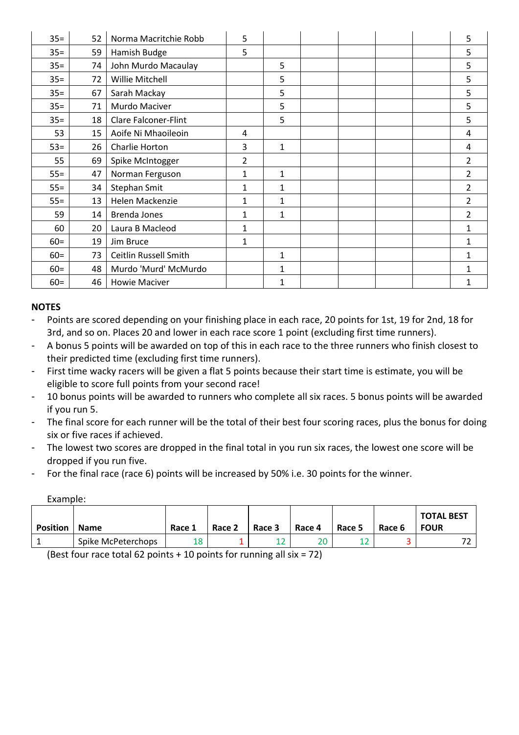| | | | | | | | | | |
|---|---|---|---|---|---|---|---|---|---|
| 35= | 52 | Norma Macritchie Robb | 5 | | | | | | 5 |
| 35= | 59 | Hamish Budge | 5 | | | | | | 5 |
| 35= | 74 | John Murdo Macaulay | | 5 | | | | | 5 |
| 35= | 72 | Willie Mitchell | | 5 | | | | | 5 |
| 35= | 67 | Sarah Mackay | | 5 | | | | | 5 |
| 35= | 71 | Murdo Maciver | | 5 | | | | | 5 |
| 35= | 18 | Clare Falconer-Flint | | 5 | | | | | 5 |
| 53 | 15 | Aoife Ni Mhaoileoin | 4 | | | | | | 4 |
| 53= | 26 | Charlie Horton | 3 | 1 | | | | | 4 |
| 55 | 69 | Spike McIntogger | 2 | | | | | | 2 |
| 55= | 47 | Norman Ferguson | 1 | 1 | | | | | 2 |
| 55= | 34 | Stephan Smit | 1 | 1 | | | | | 2 |
| 55= | 13 | Helen Mackenzie | 1 | 1 | | | | | 2 |
| 59 | 14 | Brenda Jones | 1 | 1 | | | | | 2 |
| 60 | 20 | Laura B Macleod | 1 | | | | | | 1 |
| 60= | 19 | Jim Bruce | 1 | | | | | | 1 |
| 60= | 73 | Ceitlin Russell Smith | | 1 | | | | | 1 |
| 60= | 48 | Murdo 'Murd' McMurdo | | 1 | | | | | 1 |
| 60= | 46 | Howie Maciver | | 1 | | | | | 1 |

**NOTES**

- Points are scored depending on your finishing place in each race, 20 points for 1st, 19 for 2nd, 18 for 3rd, and so on. Places 20 and lower in each race score 1 point (excluding first time runners).
- A bonus 5 points will be awarded on top of this in each race to the three runners who finish closest to their predicted time (excluding first time runners).
- First time wacky racers will be given a flat 5 points because their start time is estimate, you will be eligible to score full points from your second race!
- 10 bonus points will be awarded to runners who complete all six races. 5 bonus points will be awarded if you run 5.
- The final score for each runner will be the total of their best four scoring races, plus the bonus for doing six or five races if achieved.
- The lowest two scores are dropped in the final total in you run six races, the lowest one score will be dropped if you run five.
- For the final race (race 6) points will be increased by 50% i.e. 30 points for the winner.

Example:

| Position | Name | Race 1 | Race 2 | Race 3 | Race 4 | Race 5 | Race 6 | TOTAL BEST FOUR |
|---|---|---|---|---|---|---|---|---|
| 1 | Spike McPeterchops | 18 | 1 | 12 | 20 | 12 | 3 | 72 |

(Best four race total 62 points + 10 points for running all six = 72)